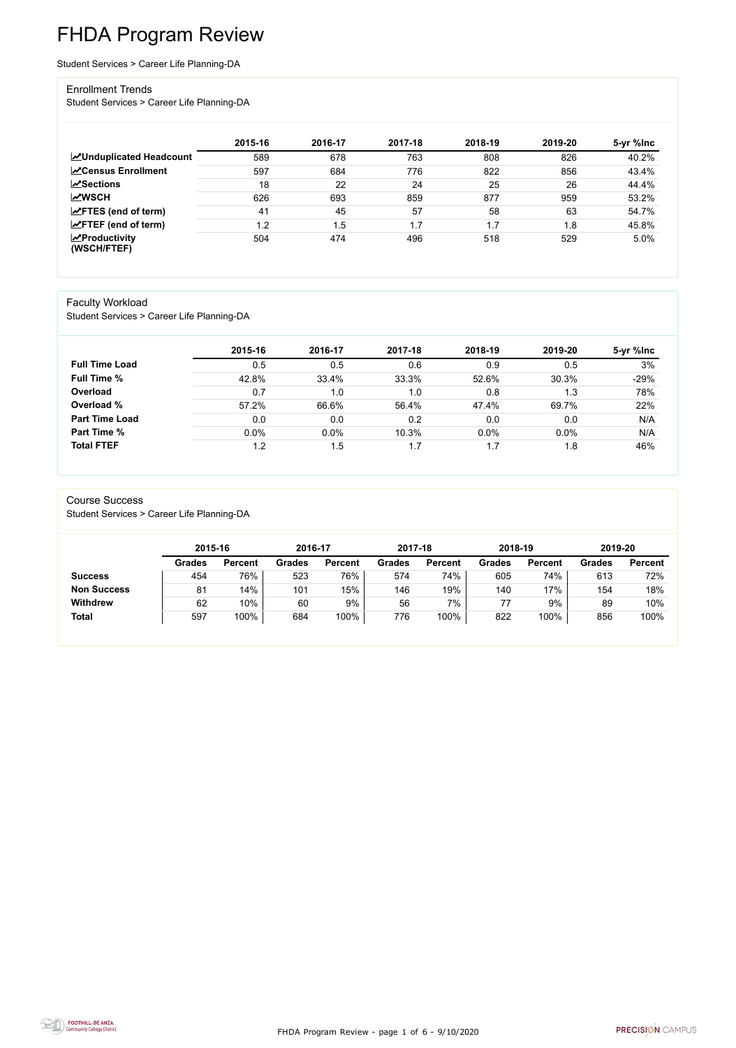# FHDA Program Review

Student Services > Career Life Planning-DA

## Enrollment Trends

Student Services > Career Life Planning-DA

| | 2015-16 | 2016-17 | 2017-18 | 2018-19 | 2019-20 | 5-yr %Inc |
|---|---|---|---|---|---|---|
| **Unduplicated Headcount** | 589 | 678 | 763 | 808 | 826 | 40.2% |
| **Census Enrollment** | 597 | 684 | 776 | 822 | 856 | 43.4% |
| **Sections** | 18 | 22 | 24 | 25 | 26 | 44.4% |
| **WSCH** | 626 | 693 | 859 | 877 | 959 | 53.2% |
| **FTES (end of term)** | 41 | 45 | 57 | 58 | 63 | 54.7% |
| **FTEF (end of term)** | 1.2 | 1.5 | 1.7 | 1.7 | 1.8 | 45.8% |
| **Productivity (WSCH/FTEF)** | 504 | 474 | 496 | 518 | 529 | 5.0% |

## Faculty Workload

Student Services > Career Life Planning-DA

| | 2015-16 | 2016-17 | 2017-18 | 2018-19 | 2019-20 | 5-yr %Inc |
|---|---|---|---|---|---|---|
| **Full Time Load** | 0.5 | 0.5 | 0.6 | 0.9 | 0.5 | 3% |
| **Full Time %** | 42.8% | 33.4% | 33.3% | 52.6% | 30.3% | -29% |
| **Overload** | 0.7 | 1.0 | 1.0 | 0.8 | 1.3 | 78% |
| **Overload %** | 57.2% | 66.6% | 56.4% | 47.4% | 69.7% | 22% |
| **Part Time Load** | 0.0 | 0.0 | 0.2 | 0.0 | 0.0 | N/A |
| **Part Time %** | 0.0% | 0.0% | 10.3% | 0.0% | 0.0% | N/A |
| **Total FTEF** | 1.2 | 1.5 | 1.7 | 1.7 | 1.8 | 46% |

## Course Success

Student Services > Career Life Planning-DA

| | 2015-16 | | 2016-17 | | 2017-18 | | 2018-19 | | 2019-20 | |
|---|---|---|---|---|---|---|---|---|---|---|
| | **Grades** | **Percent** | **Grades** | **Percent** | **Grades** | **Percent** | **Grades** | **Percent** | **Grades** | **Percent** |
| **Success** | 454 | 76% | 523 | 76% | 574 | 74% | 605 | 74% | 613 | 72% |
| **Non Success** | 81 | 14% | 101 | 15% | 146 | 19% | 140 | 17% | 154 | 18% |
| **Withdrew** | 62 | 10% | 60 | 9% | 56 | 7% | 77 | 9% | 89 | 10% |
| **Total** | 597 | 100% | 684 | 100% | 776 | 100% | 822 | 100% | 856 | 100% |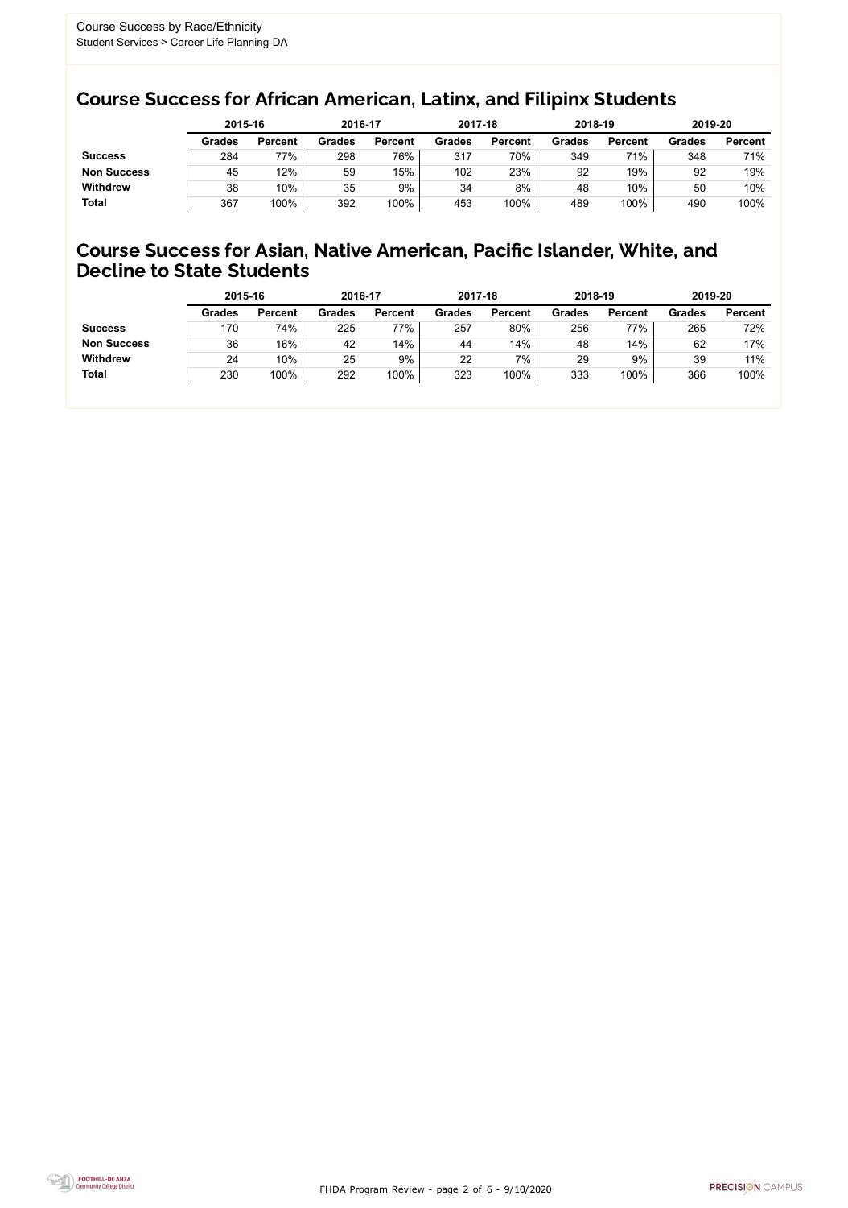Course Success by Race/Ethnicity
Student Services > Career Life Planning-DA

## Course Success for African American, Latinx, and Filipinx Students

| | 2015-16 | | 2016-17 | | 2017-18 | | 2018-19 | | 2019-20 | |
|---|---|---|---|---|---|---|---|---|---|---|
| | Grades | Percent | Grades | Percent | Grades | Percent | Grades | Percent | Grades | Percent |
| **Success** | 284 | 77% | 298 | 76% | 317 | 70% | 349 | 71% | 348 | 71% |
| **Non Success** | 45 | 12% | 59 | 15% | 102 | 23% | 92 | 19% | 92 | 19% |
| **Withdrew** | 38 | 10% | 35 | 9% | 34 | 8% | 48 | 10% | 50 | 10% |
| **Total** | 367 | 100% | 392 | 100% | 453 | 100% | 489 | 100% | 490 | 100% |

## Course Success for Asian, Native American, Pacific Islander, White, and Decline to State Students

| | 2015-16 | | 2016-17 | | 2017-18 | | 2018-19 | | 2019-20 | |
|---|---|---|---|---|---|---|---|---|---|---|
| | Grades | Percent | Grades | Percent | Grades | Percent | Grades | Percent | Grades | Percent |
| **Success** | 170 | 74% | 225 | 77% | 257 | 80% | 256 | 77% | 265 | 72% |
| **Non Success** | 36 | 16% | 42 | 14% | 44 | 14% | 48 | 14% | 62 | 17% |
| **Withdrew** | 24 | 10% | 25 | 9% | 22 | 7% | 29 | 9% | 39 | 11% |
| **Total** | 230 | 100% | 292 | 100% | 323 | 100% | 333 | 100% | 366 | 100% |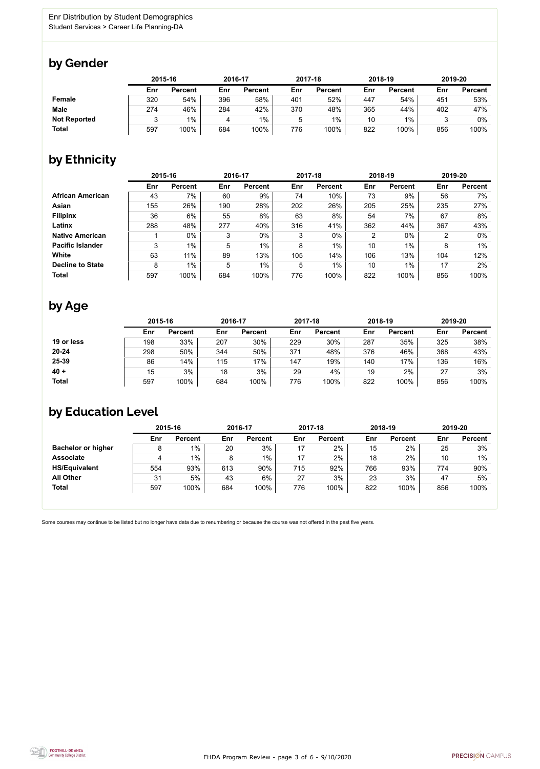Enr Distribution by Student Demographics
Student Services > Career Life Planning-DA

## by Gender

| | 2015-16 | | 2016-17 | | 2017-18 | | 2018-19 | | 2019-20 | |
|---|---|---|---|---|---|---|---|---|---|---|
| | Enr | Percent | Enr | Percent | Enr | Percent | Enr | Percent | Enr | Percent |
| **Female** | 320 | 54% | 396 | 58% | 401 | 52% | 447 | 54% | 451 | 53% |
| **Male** | 274 | 46% | 284 | 42% | 370 | 48% | 365 | 44% | 402 | 47% |
| **Not Reported** | 3 | 1% | 4 | 1% | 5 | 1% | 10 | 1% | 3 | 0% |
| **Total** | 597 | 100% | 684 | 100% | 776 | 100% | 822 | 100% | 856 | 100% |

## by Ethnicity

| | 2015-16 | | 2016-17 | | 2017-18 | | 2018-19 | | 2019-20 | |
|---|---|---|---|---|---|---|---|---|---|---|
| | Enr | Percent | Enr | Percent | Enr | Percent | Enr | Percent | Enr | Percent |
| **African American** | 43 | 7% | 60 | 9% | 74 | 10% | 73 | 9% | 56 | 7% |
| **Asian** | 155 | 26% | 190 | 28% | 202 | 26% | 205 | 25% | 235 | 27% |
| **Filipinx** | 36 | 6% | 55 | 8% | 63 | 8% | 54 | 7% | 67 | 8% |
| **Latinx** | 288 | 48% | 277 | 40% | 316 | 41% | 362 | 44% | 367 | 43% |
| **Native American** | 1 | 0% | 3 | 0% | 3 | 0% | 2 | 0% | 2 | 0% |
| **Pacific Islander** | 3 | 1% | 5 | 1% | 8 | 1% | 10 | 1% | 8 | 1% |
| **White** | 63 | 11% | 89 | 13% | 105 | 14% | 106 | 13% | 104 | 12% |
| **Decline to State** | 8 | 1% | 5 | 1% | 5 | 1% | 10 | 1% | 17 | 2% |
| **Total** | 597 | 100% | 684 | 100% | 776 | 100% | 822 | 100% | 856 | 100% |

## by Age

| | 2015-16 | | 2016-17 | | 2017-18 | | 2018-19 | | 2019-20 | |
|---|---|---|---|---|---|---|---|---|---|---|
| | Enr | Percent | Enr | Percent | Enr | Percent | Enr | Percent | Enr | Percent |
| **19 or less** | 198 | 33% | 207 | 30% | 229 | 30% | 287 | 35% | 325 | 38% |
| **20-24** | 298 | 50% | 344 | 50% | 371 | 48% | 376 | 46% | 368 | 43% |
| **25-39** | 86 | 14% | 115 | 17% | 147 | 19% | 140 | 17% | 136 | 16% |
| **40 +** | 15 | 3% | 18 | 3% | 29 | 4% | 19 | 2% | 27 | 3% |
| **Total** | 597 | 100% | 684 | 100% | 776 | 100% | 822 | 100% | 856 | 100% |

## by Education Level

| | 2015-16 | | 2016-17 | | 2017-18 | | 2018-19 | | 2019-20 | |
|---|---|---|---|---|---|---|---|---|---|---|
| | Enr | Percent | Enr | Percent | Enr | Percent | Enr | Percent | Enr | Percent |
| **Bachelor or higher** | 8 | 1% | 20 | 3% | 17 | 2% | 15 | 2% | 25 | 3% |
| **Associate** | 4 | 1% | 8 | 1% | 17 | 2% | 18 | 2% | 10 | 1% |
| **HS/Equivalent** | 554 | 93% | 613 | 90% | 715 | 92% | 766 | 93% | 774 | 90% |
| **All Other** | 31 | 5% | 43 | 6% | 27 | 3% | 23 | 3% | 47 | 5% |
| **Total** | 597 | 100% | 684 | 100% | 776 | 100% | 822 | 100% | 856 | 100% |

Some courses may continue to be listed but no longer have data due to renumbering or because the course was not offered in the past five years.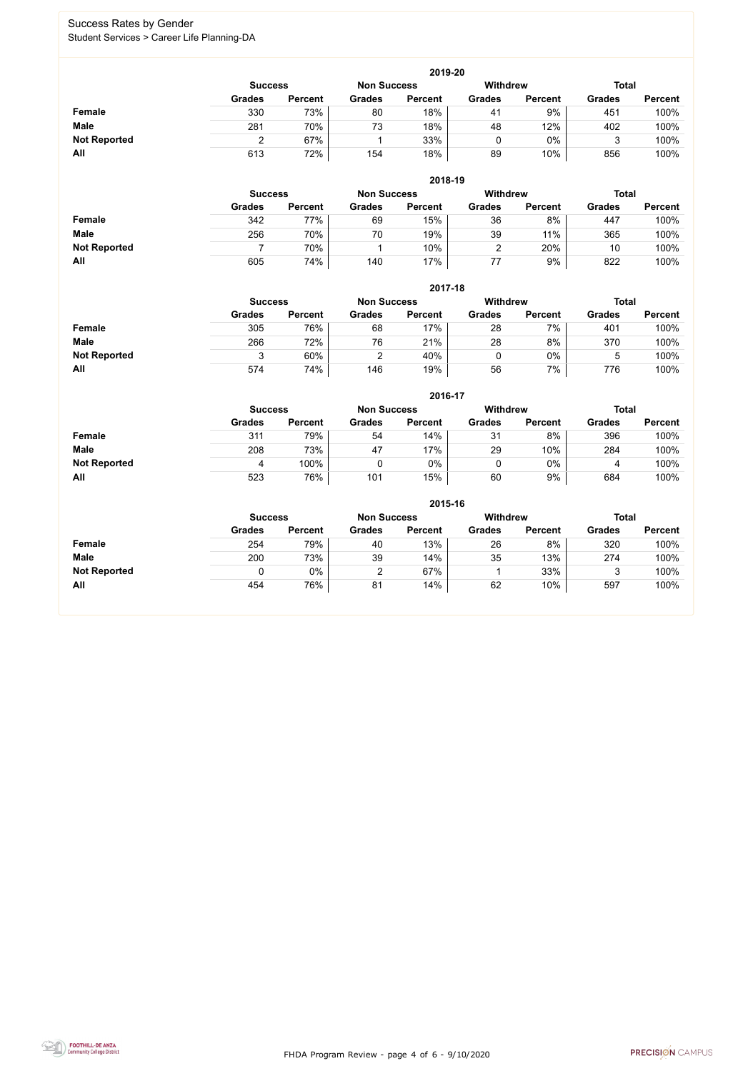## Success Rates by Gender

Student Services > Career Life Planning-DA

### 2019-20

| | Success | | Non Success | | Withdrew | | Total | |
|---|---|---|---|---|---|---|---|---|
| | Grades | Percent | Grades | Percent | Grades | Percent | Grades | Percent |
| **Female** | 330 | 73% | 80 | 18% | 41 | 9% | 451 | 100% |
| **Male** | 281 | 70% | 73 | 18% | 48 | 12% | 402 | 100% |
| **Not Reported** | 2 | 67% | 1 | 33% | 0 | 0% | 3 | 100% |
| **All** | 613 | 72% | 154 | 18% | 89 | 10% | 856 | 100% |

### 2018-19

| | Success | | Non Success | | Withdrew | | Total | |
|---|---|---|---|---|---|---|---|---|
| | Grades | Percent | Grades | Percent | Grades | Percent | Grades | Percent |
| **Female** | 342 | 77% | 69 | 15% | 36 | 8% | 447 | 100% |
| **Male** | 256 | 70% | 70 | 19% | 39 | 11% | 365 | 100% |
| **Not Reported** | 7 | 70% | 1 | 10% | 2 | 20% | 10 | 100% |
| **All** | 605 | 74% | 140 | 17% | 77 | 9% | 822 | 100% |

### 2017-18

| | Success | | Non Success | | Withdrew | | Total | |
|---|---|---|---|---|---|---|---|---|
| | Grades | Percent | Grades | Percent | Grades | Percent | Grades | Percent |
| **Female** | 305 | 76% | 68 | 17% | 28 | 7% | 401 | 100% |
| **Male** | 266 | 72% | 76 | 21% | 28 | 8% | 370 | 100% |
| **Not Reported** | 3 | 60% | 2 | 40% | 0 | 0% | 5 | 100% |
| **All** | 574 | 74% | 146 | 19% | 56 | 7% | 776 | 100% |

### 2016-17

| | Success | | Non Success | | Withdrew | | Total | |
|---|---|---|---|---|---|---|---|---|
| | Grades | Percent | Grades | Percent | Grades | Percent | Grades | Percent |
| **Female** | 311 | 79% | 54 | 14% | 31 | 8% | 396 | 100% |
| **Male** | 208 | 73% | 47 | 17% | 29 | 10% | 284 | 100% |
| **Not Reported** | 4 | 100% | 0 | 0% | 0 | 0% | 4 | 100% |
| **All** | 523 | 76% | 101 | 15% | 60 | 9% | 684 | 100% |

### 2015-16

| | Success | | Non Success | | Withdrew | | Total | |
|---|---|---|---|---|---|---|---|---|
| | Grades | Percent | Grades | Percent | Grades | Percent | Grades | Percent |
| **Female** | 254 | 79% | 40 | 13% | 26 | 8% | 320 | 100% |
| **Male** | 200 | 73% | 39 | 14% | 35 | 13% | 274 | 100% |
| **Not Reported** | 0 | 0% | 2 | 67% | 1 | 33% | 3 | 100% |
| **All** | 454 | 76% | 81 | 14% | 62 | 10% | 597 | 100% |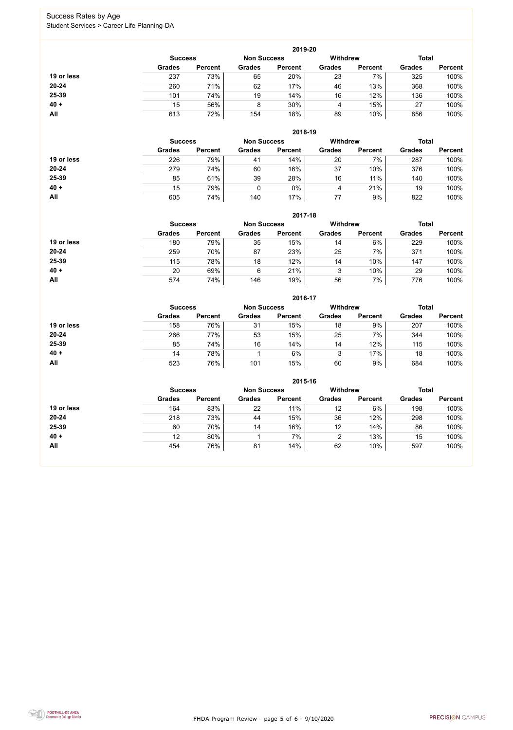# Success Rates by Age

Student Services > Career Life Planning-DA

### 2019-20

| | Success | | Non Success | | Withdrew | | Total | |
|---|---|---|---|---|---|---|---|---|
| | Grades | Percent | Grades | Percent | Grades | Percent | Grades | Percent |
| **19 or less** | 237 | 73% | 65 | 20% | 23 | 7% | 325 | 100% |
| **20-24** | 260 | 71% | 62 | 17% | 46 | 13% | 368 | 100% |
| **25-39** | 101 | 74% | 19 | 14% | 16 | 12% | 136 | 100% |
| **40 +** | 15 | 56% | 8 | 30% | 4 | 15% | 27 | 100% |
| **All** | 613 | 72% | 154 | 18% | 89 | 10% | 856 | 100% |

### 2018-19

| | Success | | Non Success | | Withdrew | | Total | |
|---|---|---|---|---|---|---|---|---|
| | Grades | Percent | Grades | Percent | Grades | Percent | Grades | Percent |
| **19 or less** | 226 | 79% | 41 | 14% | 20 | 7% | 287 | 100% |
| **20-24** | 279 | 74% | 60 | 16% | 37 | 10% | 376 | 100% |
| **25-39** | 85 | 61% | 39 | 28% | 16 | 11% | 140 | 100% |
| **40 +** | 15 | 79% | 0 | 0% | 4 | 21% | 19 | 100% |
| **All** | 605 | 74% | 140 | 17% | 77 | 9% | 822 | 100% |

### 2017-18

| | Success | | Non Success | | Withdrew | | Total | |
|---|---|---|---|---|---|---|---|---|
| | Grades | Percent | Grades | Percent | Grades | Percent | Grades | Percent |
| **19 or less** | 180 | 79% | 35 | 15% | 14 | 6% | 229 | 100% |
| **20-24** | 259 | 70% | 87 | 23% | 25 | 7% | 371 | 100% |
| **25-39** | 115 | 78% | 18 | 12% | 14 | 10% | 147 | 100% |
| **40 +** | 20 | 69% | 6 | 21% | 3 | 10% | 29 | 100% |
| **All** | 574 | 74% | 146 | 19% | 56 | 7% | 776 | 100% |

### 2016-17

| | Success | | Non Success | | Withdrew | | Total | |
|---|---|---|---|---|---|---|---|---|
| | Grades | Percent | Grades | Percent | Grades | Percent | Grades | Percent |
| **19 or less** | 158 | 76% | 31 | 15% | 18 | 9% | 207 | 100% |
| **20-24** | 266 | 77% | 53 | 15% | 25 | 7% | 344 | 100% |
| **25-39** | 85 | 74% | 16 | 14% | 14 | 12% | 115 | 100% |
| **40 +** | 14 | 78% | 1 | 6% | 3 | 17% | 18 | 100% |
| **All** | 523 | 76% | 101 | 15% | 60 | 9% | 684 | 100% |

### 2015-16

| | Success | | Non Success | | Withdrew | | Total | |
|---|---|---|---|---|---|---|---|---|
| | Grades | Percent | Grades | Percent | Grades | Percent | Grades | Percent |
| **19 or less** | 164 | 83% | 22 | 11% | 12 | 6% | 198 | 100% |
| **20-24** | 218 | 73% | 44 | 15% | 36 | 12% | 298 | 100% |
| **25-39** | 60 | 70% | 14 | 16% | 12 | 14% | 86 | 100% |
| **40 +** | 12 | 80% | 1 | 7% | 2 | 13% | 15 | 100% |
| **All** | 454 | 76% | 81 | 14% | 62 | 10% | 597 | 100% |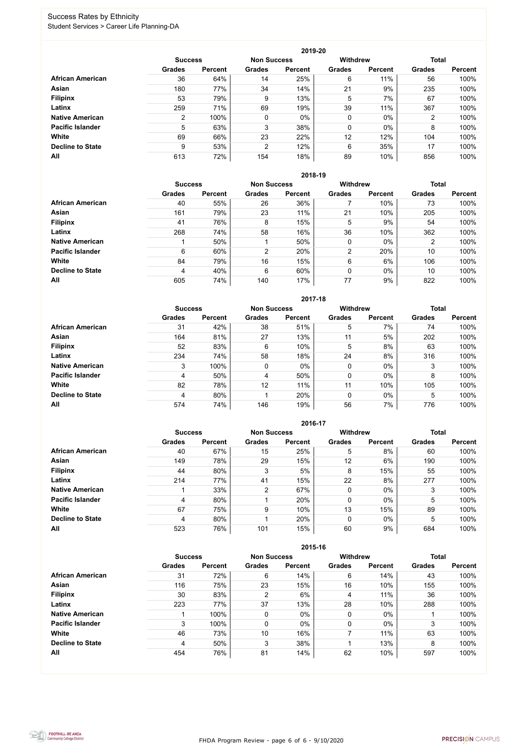# Success Rates by Ethnicity

Student Services > Career Life Planning-DA

## 2019-20

| | Success | | Non Success | | Withdrew | | Total | |
|---|---|---|---|---|---|---|---|---|
| | Grades | Percent | Grades | Percent | Grades | Percent | Grades | Percent |
| **African American** | 36 | 64% | 14 | 25% | 6 | 11% | 56 | 100% |
| **Asian** | 180 | 77% | 34 | 14% | 21 | 9% | 235 | 100% |
| **Filipinx** | 53 | 79% | 9 | 13% | 5 | 7% | 67 | 100% |
| **Latinx** | 259 | 71% | 69 | 19% | 39 | 11% | 367 | 100% |
| **Native American** | 2 | 100% | 0 | 0% | 0 | 0% | 2 | 100% |
| **Pacific Islander** | 5 | 63% | 3 | 38% | 0 | 0% | 8 | 100% |
| **White** | 69 | 66% | 23 | 22% | 12 | 12% | 104 | 100% |
| **Decline to State** | 9 | 53% | 2 | 12% | 6 | 35% | 17 | 100% |
| **All** | 613 | 72% | 154 | 18% | 89 | 10% | 856 | 100% |

## 2018-19

| | Success | | Non Success | | Withdrew | | Total | |
|---|---|---|---|---|---|---|---|---|
| | Grades | Percent | Grades | Percent | Grades | Percent | Grades | Percent |
| **African American** | 40 | 55% | 26 | 36% | 7 | 10% | 73 | 100% |
| **Asian** | 161 | 79% | 23 | 11% | 21 | 10% | 205 | 100% |
| **Filipinx** | 41 | 76% | 8 | 15% | 5 | 9% | 54 | 100% |
| **Latinx** | 268 | 74% | 58 | 16% | 36 | 10% | 362 | 100% |
| **Native American** | 1 | 50% | 1 | 50% | 0 | 0% | 2 | 100% |
| **Pacific Islander** | 6 | 60% | 2 | 20% | 2 | 20% | 10 | 100% |
| **White** | 84 | 79% | 16 | 15% | 6 | 6% | 106 | 100% |
| **Decline to State** | 4 | 40% | 6 | 60% | 0 | 0% | 10 | 100% |
| **All** | 605 | 74% | 140 | 17% | 77 | 9% | 822 | 100% |

## 2017-18

| | Success | | Non Success | | Withdrew | | Total | |
|---|---|---|---|---|---|---|---|---|
| | Grades | Percent | Grades | Percent | Grades | Percent | Grades | Percent |
| **African American** | 31 | 42% | 38 | 51% | 5 | 7% | 74 | 100% |
| **Asian** | 164 | 81% | 27 | 13% | 11 | 5% | 202 | 100% |
| **Filipinx** | 52 | 83% | 6 | 10% | 5 | 8% | 63 | 100% |
| **Latinx** | 234 | 74% | 58 | 18% | 24 | 8% | 316 | 100% |
| **Native American** | 3 | 100% | 0 | 0% | 0 | 0% | 3 | 100% |
| **Pacific Islander** | 4 | 50% | 4 | 50% | 0 | 0% | 8 | 100% |
| **White** | 82 | 78% | 12 | 11% | 11 | 10% | 105 | 100% |
| **Decline to State** | 4 | 80% | 1 | 20% | 0 | 0% | 5 | 100% |
| **All** | 574 | 74% | 146 | 19% | 56 | 7% | 776 | 100% |

## 2016-17

| | Success | | Non Success | | Withdrew | | Total | |
|---|---|---|---|---|---|---|---|---|
| | Grades | Percent | Grades | Percent | Grades | Percent | Grades | Percent |
| **African American** | 40 | 67% | 15 | 25% | 5 | 8% | 60 | 100% |
| **Asian** | 149 | 78% | 29 | 15% | 12 | 6% | 190 | 100% |
| **Filipinx** | 44 | 80% | 3 | 5% | 8 | 15% | 55 | 100% |
| **Latinx** | 214 | 77% | 41 | 15% | 22 | 8% | 277 | 100% |
| **Native American** | 1 | 33% | 2 | 67% | 0 | 0% | 3 | 100% |
| **Pacific Islander** | 4 | 80% | 1 | 20% | 0 | 0% | 5 | 100% |
| **White** | 67 | 75% | 9 | 10% | 13 | 15% | 89 | 100% |
| **Decline to State** | 4 | 80% | 1 | 20% | 0 | 0% | 5 | 100% |
| **All** | 523 | 76% | 101 | 15% | 60 | 9% | 684 | 100% |

## 2015-16

| | Success | | Non Success | | Withdrew | | Total | |
|---|---|---|---|---|---|---|---|---|
| | Grades | Percent | Grades | Percent | Grades | Percent | Grades | Percent |
| **African American** | 31 | 72% | 6 | 14% | 6 | 14% | 43 | 100% |
| **Asian** | 116 | 75% | 23 | 15% | 16 | 10% | 155 | 100% |
| **Filipinx** | 30 | 83% | 2 | 6% | 4 | 11% | 36 | 100% |
| **Latinx** | 223 | 77% | 37 | 13% | 28 | 10% | 288 | 100% |
| **Native American** | 1 | 100% | 0 | 0% | 0 | 0% | 1 | 100% |
| **Pacific Islander** | 3 | 100% | 0 | 0% | 0 | 0% | 3 | 100% |
| **White** | 46 | 73% | 10 | 16% | 7 | 11% | 63 | 100% |
| **Decline to State** | 4 | 50% | 3 | 38% | 1 | 13% | 8 | 100% |
| **All** | 454 | 76% | 81 | 14% | 62 | 10% | 597 | 100% |